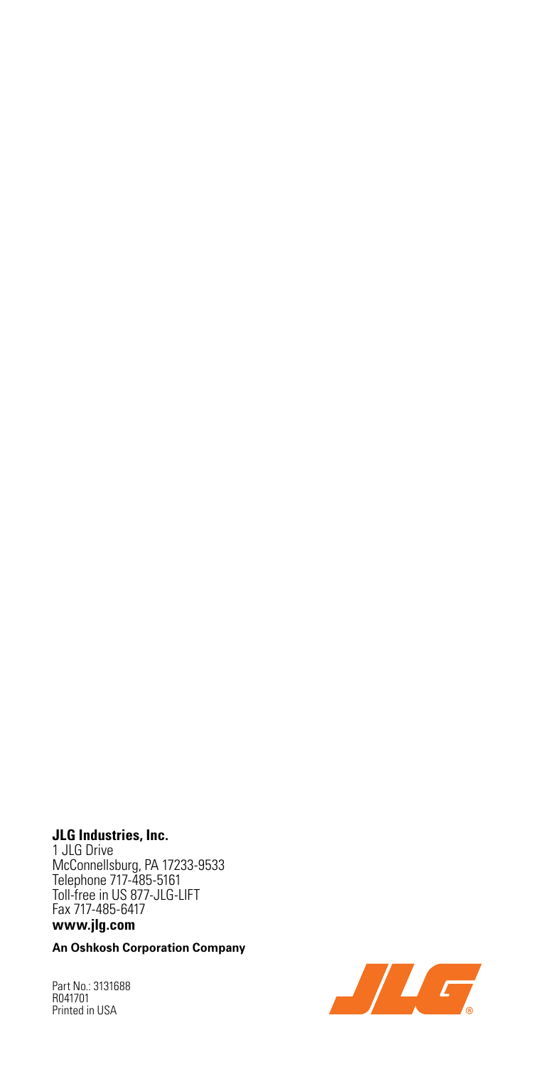**JLG Industries, Inc.**
1 JLG Drive
McConnellsburg, PA 17233-9533
Telephone 717-485-5161
Toll-free in US 877-JLG-LIFT
Fax 717-485-6417
**www.jlg.com**

**An Oshkosh Corporation Company**

Part No.: 3131688
R041701
Printed in USA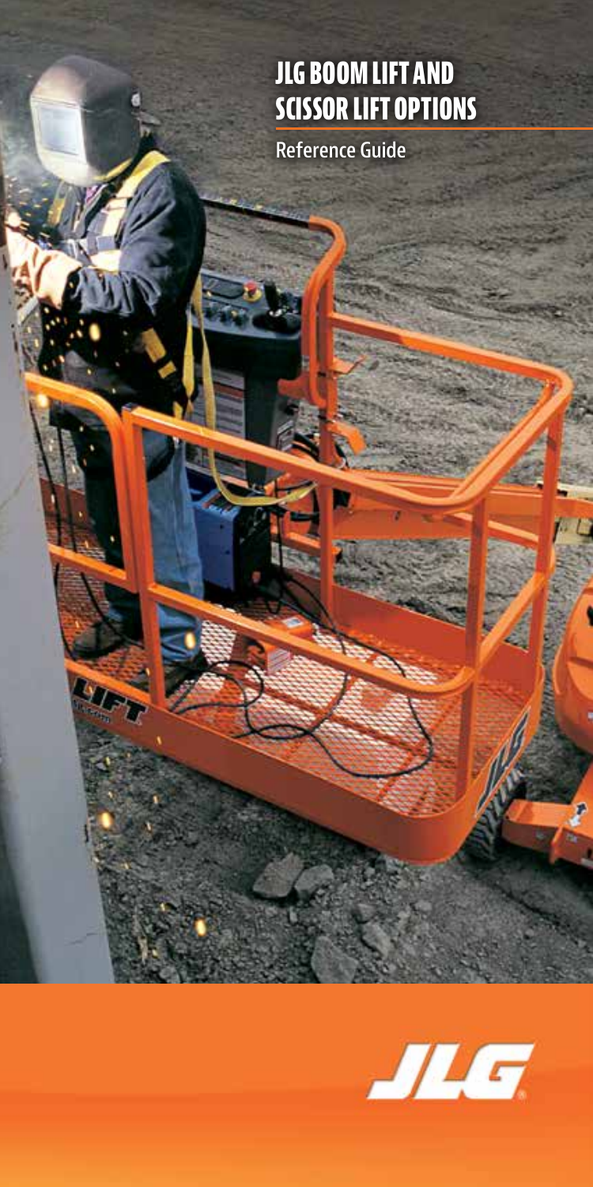# JLG BOOM LIFT AND SCISSOR LIFT OPTIONS

Reference Guide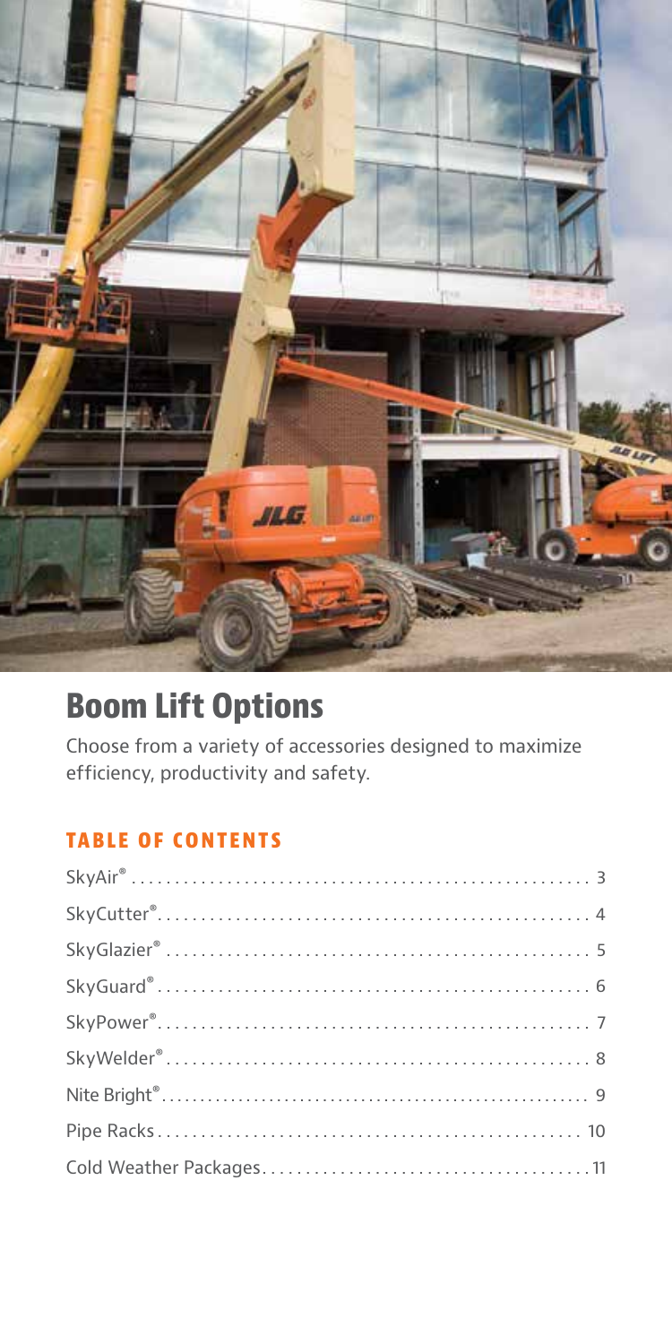# Boom Lift Options

Choose from a variety of accessories designed to maximize efficiency, productivity and safety.

## TABLE OF CONTENTS

SkyAir® . . . . . . . . . . . . . . . . . . . . . . . . . . . . . . . . . . . . . . . . . . . . . . . . . . . 3

SkyCutter® . . . . . . . . . . . . . . . . . . . . . . . . . . . . . . . . . . . . . . . . . . . . . . . . . 4

SkyGlazier® . . . . . . . . . . . . . . . . . . . . . . . . . . . . . . . . . . . . . . . . . . . . . . . . . 5

SkyGuard® . . . . . . . . . . . . . . . . . . . . . . . . . . . . . . . . . . . . . . . . . . . . . . . . . 6

SkyPower® . . . . . . . . . . . . . . . . . . . . . . . . . . . . . . . . . . . . . . . . . . . . . . . . . 7

SkyWelder® . . . . . . . . . . . . . . . . . . . . . . . . . . . . . . . . . . . . . . . . . . . . . . . . 8

Nite Bright® . . . . . . . . . . . . . . . . . . . . . . . . . . . . . . . . . . . . . . . . . . . . . . . . 9

Pipe Racks . . . . . . . . . . . . . . . . . . . . . . . . . . . . . . . . . . . . . . . . . . . . . . . . 10

Cold Weather Packages . . . . . . . . . . . . . . . . . . . . . . . . . . . . . . . . . . . . . 11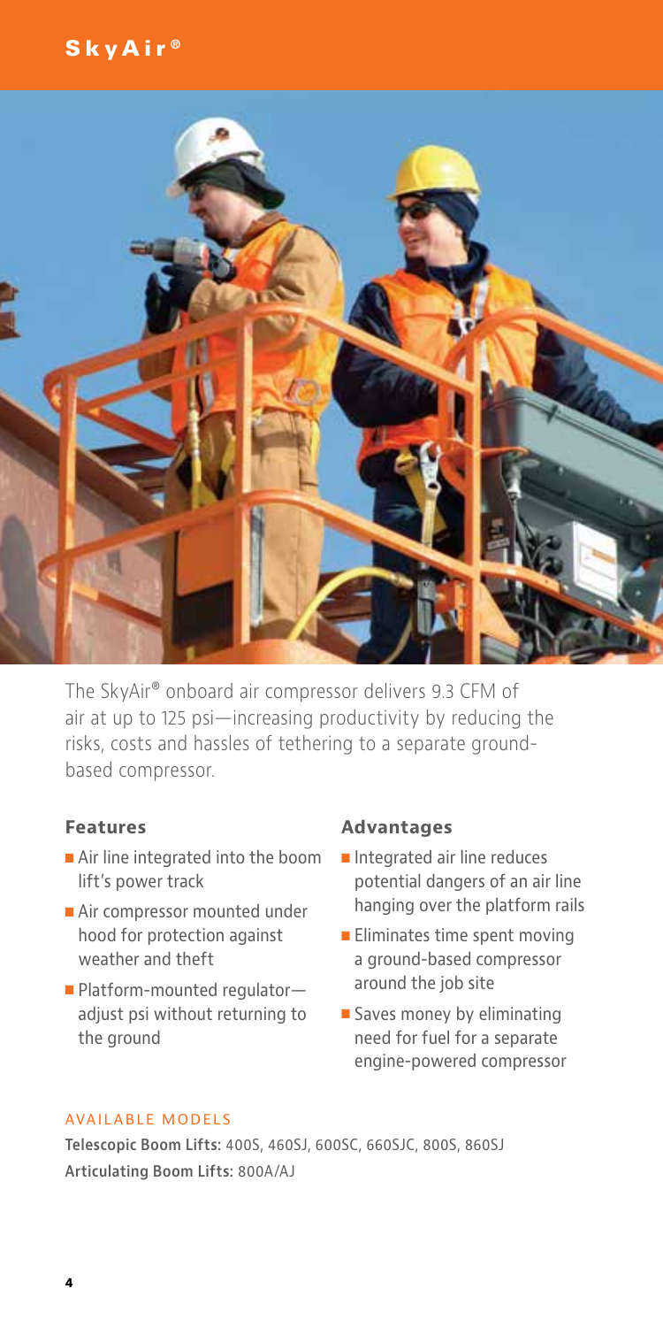# SkyAir®

The SkyAir® onboard air compressor delivers 9.3 CFM of air at up to 125 psi—increasing productivity by reducing the risks, costs and hassles of tethering to a separate ground-based compressor.

### Features

- Air line integrated into the boom lift's power track
- Air compressor mounted under hood for protection against weather and theft
- Platform-mounted regulator—adjust psi without returning to the ground

### Advantages

- Integrated air line reduces potential dangers of an air line hanging over the platform rails
- Eliminates time spent moving a ground-based compressor around the job site
- Saves money by eliminating need for fuel for a separate engine-powered compressor

AVAILABLE MODELS

**Telescopic Boom Lifts:** 400S, 460SJ, 600SC, 660SJC, 800S, 860SJ

**Articulating Boom Lifts:** 800A/AJ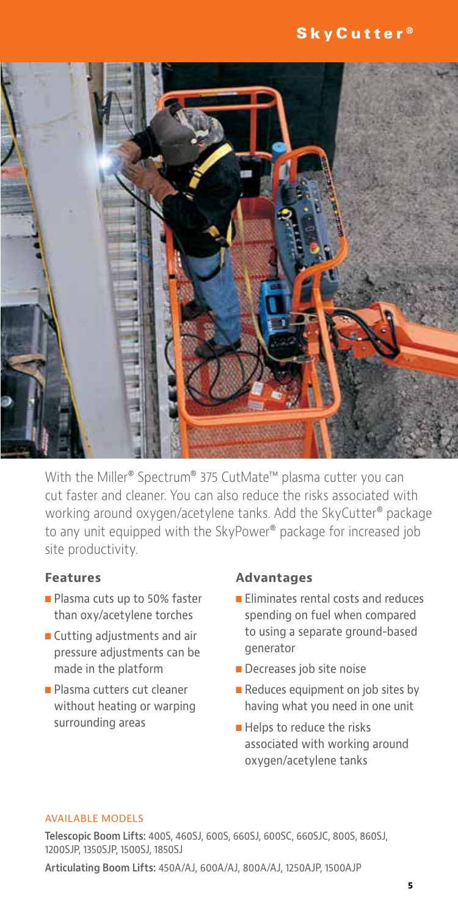# SkyCutter®

With the Miller® Spectrum® 375 CutMate™ plasma cutter you can cut faster and cleaner. You can also reduce the risks associated with working around oxygen/acetylene tanks. Add the SkyCutter® package to any unit equipped with the SkyPower® package for increased job site productivity.

### Features

- Plasma cuts up to 50% faster than oxy/acetylene torches
- Cutting adjustments and air pressure adjustments can be made in the platform
- Plasma cutters cut cleaner without heating or warping surrounding areas

### Advantages

- Eliminates rental costs and reduces spending on fuel when compared to using a separate ground-based generator
- Decreases job site noise
- Reduces equipment on job sites by having what you need in one unit
- Helps to reduce the risks associated with working around oxygen/acetylene tanks

#### AVAILABLE MODELS

**Telescopic Boom Lifts:** 400S, 460SJ, 600S, 660SJ, 600SC, 660SJC, 800S, 860SJ, 1200SJP, 1350SJP, 1500SJ, 1850SJ

**Articulating Boom Lifts:** 450A/AJ, 600A/AJ, 800A/AJ, 1250AJP, 1500AJP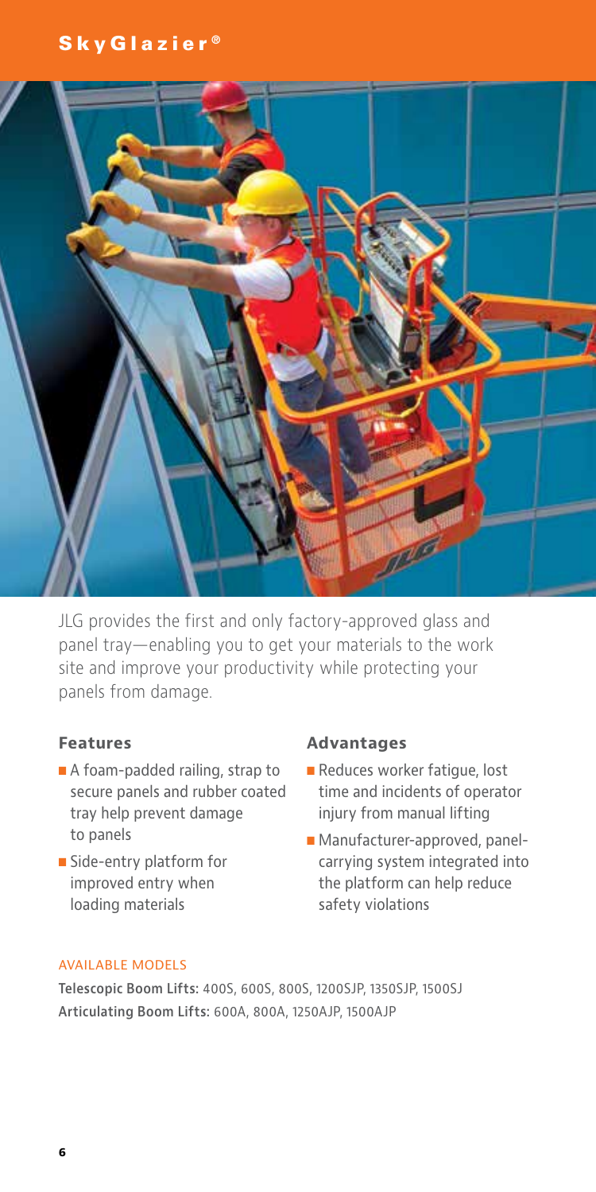# SkyGlazier®

JLG provides the first and only factory-approved glass and panel tray—enabling you to get your materials to the work site and improve your productivity while protecting your panels from damage.

### Features

- A foam-padded railing, strap to secure panels and rubber coated tray help prevent damage to panels
- Side-entry platform for improved entry when loading materials

### Advantages

- Reduces worker fatigue, lost time and incidents of operator injury from manual lifting
- Manufacturer-approved, panel-carrying system integrated into the platform can help reduce safety violations

#### AVAILABLE MODELS

**Telescopic Boom Lifts:** 400S, 600S, 800S, 1200SJP, 1350SJP, 1500SJ
**Articulating Boom Lifts:** 600A, 800A, 1250AJP, 1500AJP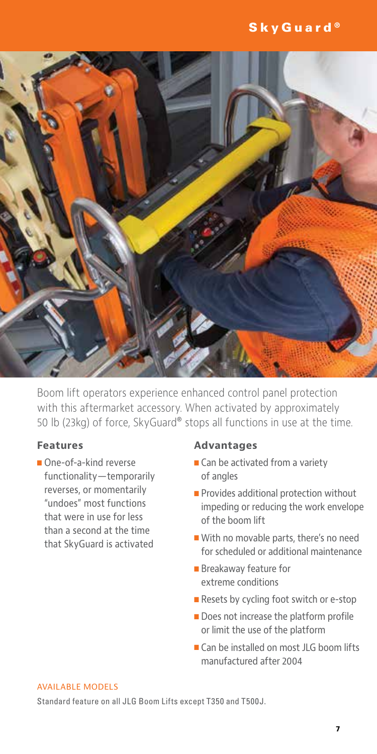# SkyGuard®

Boom lift operators experience enhanced control panel protection with this aftermarket accessory. When activated by approximately 50 lb (23kg) of force, SkyGuard® stops all functions in use at the time.

### Features

- One-of-a-kind reverse functionality—temporarily reverses, or momentarily "undoes" most functions that were in use for less than a second at the time that SkyGuard is activated

### Advantages

- Can be activated from a variety of angles
- Provides additional protection without impeding or reducing the work envelope of the boom lift
- With no movable parts, there's no need for scheduled or additional maintenance
- Breakaway feature for extreme conditions
- Resets by cycling foot switch or e-stop
- Does not increase the platform profile or limit the use of the platform
- Can be installed on most JLG boom lifts manufactured after 2004

AVAILABLE MODELS

Standard feature on all JLG Boom Lifts except T350 and T500J.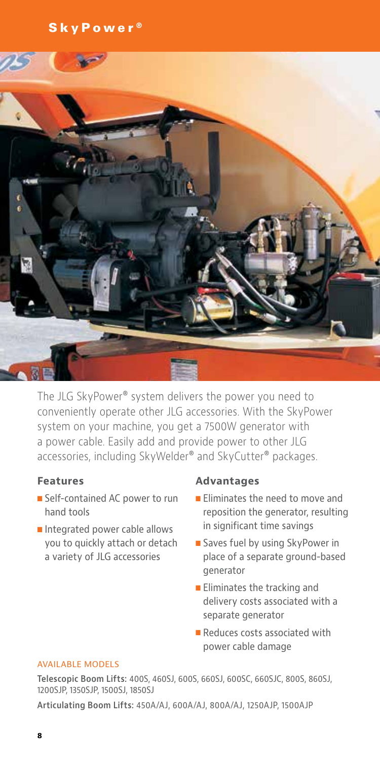# SkyPower®

The JLG SkyPower® system delivers the power you need to conveniently operate other JLG accessories. With the SkyPower system on your machine, you get a 7500W generator with a power cable. Easily add and provide power to other JLG accessories, including SkyWelder® and SkyCutter® packages.

### Features

- Self-contained AC power to run hand tools
- Integrated power cable allows you to quickly attach or detach a variety of JLG accessories

### Advantages

- Eliminates the need to move and reposition the generator, resulting in significant time savings
- Saves fuel by using SkyPower in place of a separate ground-based generator
- Eliminates the tracking and delivery costs associated with a separate generator
- Reduces costs associated with power cable damage

AVAILABLE MODELS

**Telescopic Boom Lifts:** 400S, 460SJ, 600S, 660SJ, 600SC, 660SJC, 800S, 860SJ, 1200SJP, 1350SJP, 1500SJ, 1850SJ

**Articulating Boom Lifts:** 450A/AJ, 600A/AJ, 800A/AJ, 1250AJP, 1500AJP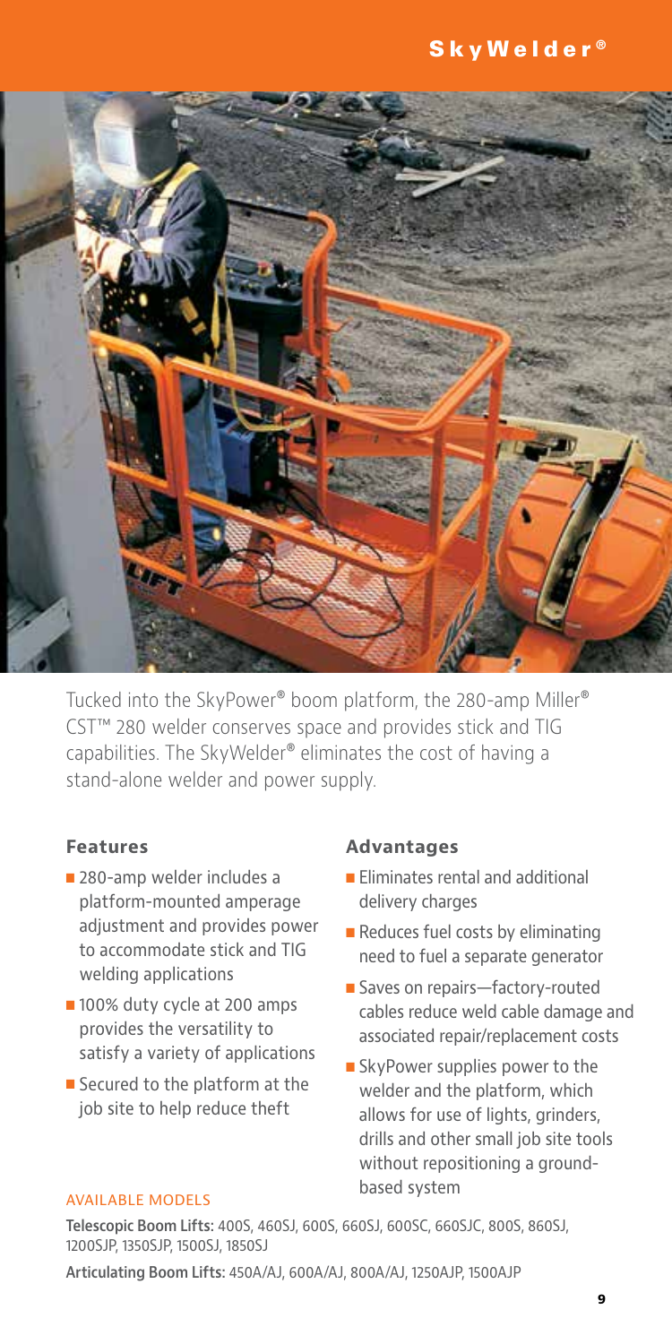# SkyWelder®

Tucked into the SkyPower® boom platform, the 280-amp Miller® CST™ 280 welder conserves space and provides stick and TIG capabilities. The SkyWelder® eliminates the cost of having a stand-alone welder and power supply.

### Features

- 280-amp welder includes a platform-mounted amperage adjustment and provides power to accommodate stick and TIG welding applications
- 100% duty cycle at 200 amps provides the versatility to satisfy a variety of applications
- Secured to the platform at the job site to help reduce theft

### Advantages

- Eliminates rental and additional delivery charges
- Reduces fuel costs by eliminating need to fuel a separate generator
- Saves on repairs—factory-routed cables reduce weld cable damage and associated repair/replacement costs
- SkyPower supplies power to the welder and the platform, which allows for use of lights, grinders, drills and other small job site tools without repositioning a ground-based system

AVAILABLE MODELS

**Telescopic Boom Lifts:** 400S, 460SJ, 600S, 660SJ, 600SC, 660SJC, 800S, 860SJ, 1200SJP, 1350SJP, 1500SJ, 1850SJ

**Articulating Boom Lifts:** 450A/AJ, 600A/AJ, 800A/AJ, 1250AJP, 1500AJP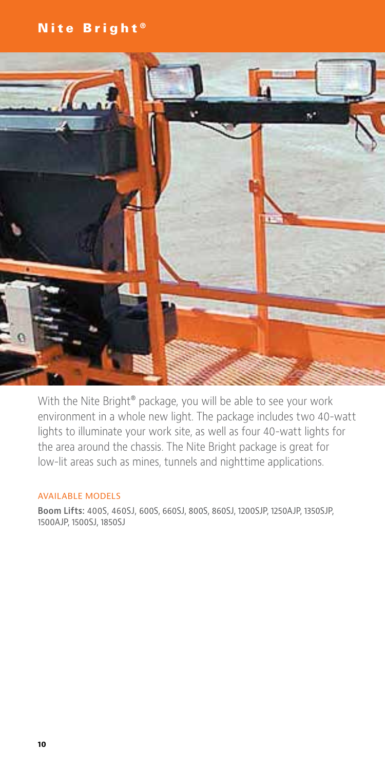# Nite Bright®

With the Nite Bright® package, you will be able to see your work environment in a whole new light. The package includes two 40-watt lights to illuminate your work site, as well as four 40-watt lights for the area around the chassis. The Nite Bright package is great for low-lit areas such as mines, tunnels and nighttime applications.

## AVAILABLE MODELS

**Boom Lifts:** 400S, 460SJ, 600S, 660SJ, 800S, 860SJ, 1200SJP, 1250AJP, 1350SJP, 1500AJP, 1500SJ, 1850SJ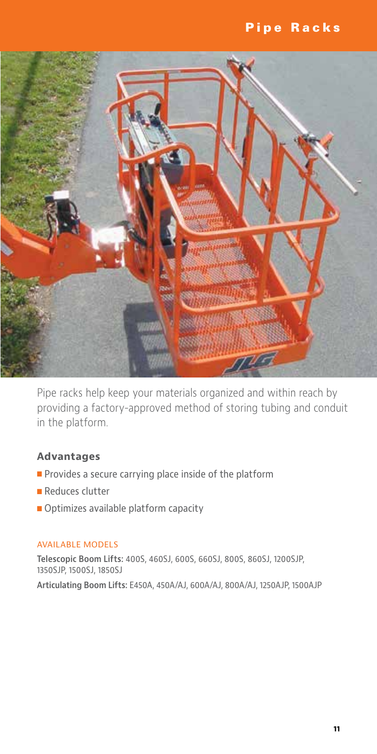# Pipe Racks

Pipe racks help keep your materials organized and within reach by providing a factory-approved method of storing tubing and conduit in the platform.

### Advantages

- Provides a secure carrying place inside of the platform
- Reduces clutter
- Optimizes available platform capacity

AVAILABLE MODELS

**Telescopic Boom Lifts:** 400S, 460SJ, 600S, 660SJ, 800S, 860SJ, 1200SJP, 1350SJP, 1500SJ, 1850SJ

**Articulating Boom Lifts:** E450A, 450A/AJ, 600A/AJ, 800A/AJ, 1250AJP, 1500AJP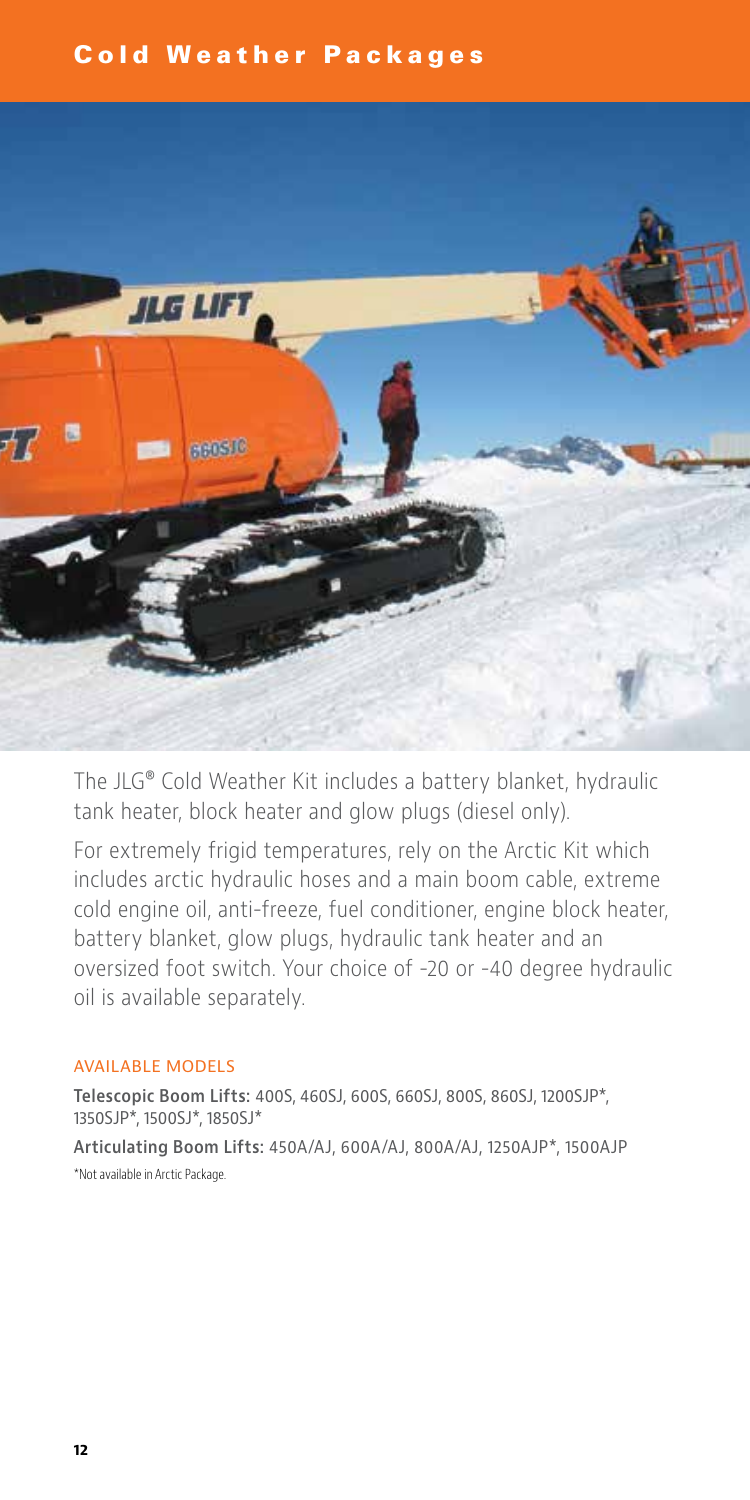# Cold Weather Packages

The JLG® Cold Weather Kit includes a battery blanket, hydraulic tank heater, block heater and glow plugs (diesel only).

For extremely frigid temperatures, rely on the Arctic Kit which includes arctic hydraulic hoses and a main boom cable, extreme cold engine oil, anti-freeze, fuel conditioner, engine block heater, battery blanket, glow plugs, hydraulic tank heater and an oversized foot switch. Your choice of -20 or -40 degree hydraulic oil is available separately.

## AVAILABLE MODELS

**Telescopic Boom Lifts:** 400S, 460SJ, 600S, 660SJ, 800S, 860SJ, 1200SJP*, 1350SJP*, 1500SJ*, 1850SJ*

**Articulating Boom Lifts:** 450A/AJ, 600A/AJ, 800A/AJ, 1250AJP*, 1500AJP

*Not available in Arctic Package.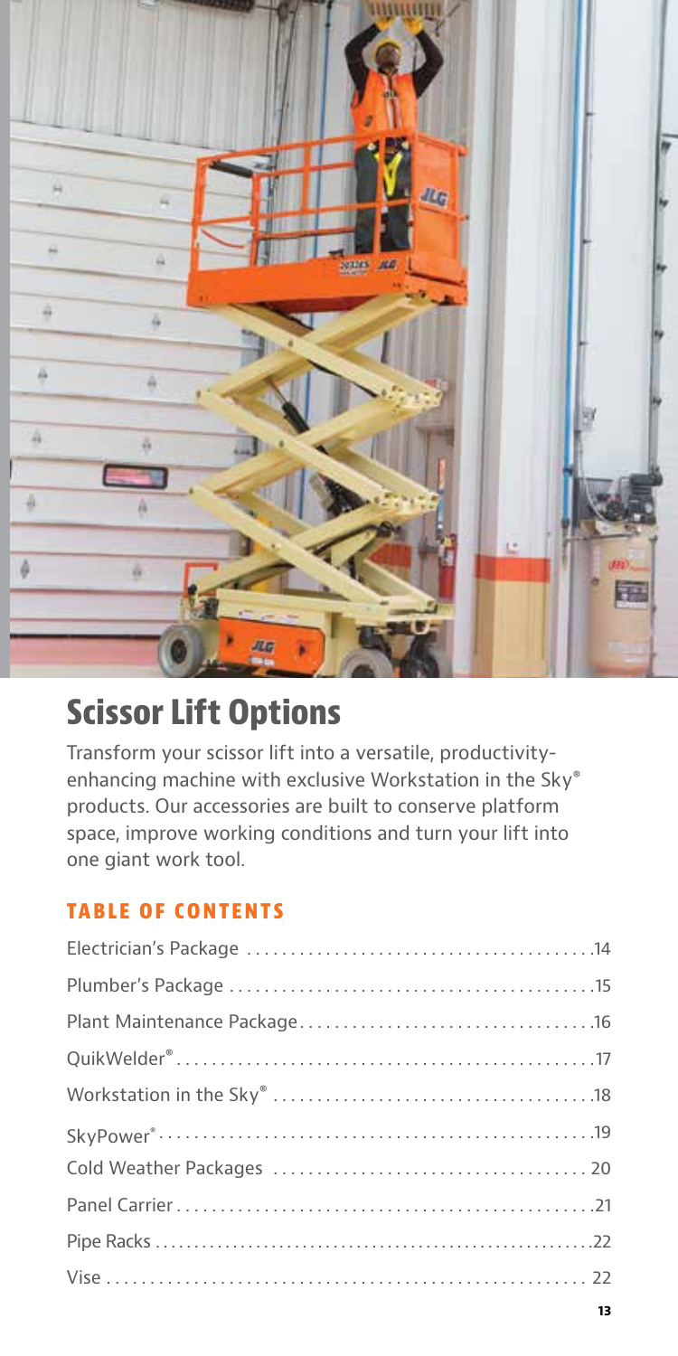# Scissor Lift Options

Transform your scissor lift into a versatile, productivity-enhancing machine with exclusive Workstation in the Sky® products. Our accessories are built to conserve platform space, improve working conditions and turn your lift into one giant work tool.

## TABLE OF CONTENTS

| | |
|---|---|
| Electrician's Package | 14 |
| Plumber's Package | 15 |
| Plant Maintenance Package | 16 |
| QuikWelder® | 17 |
| Workstation in the Sky® | 18 |
| SkyPower® | 19 |
| Cold Weather Packages | 20 |
| Panel Carrier | 21 |
| Pipe Racks | 22 |
| Vise | 22 |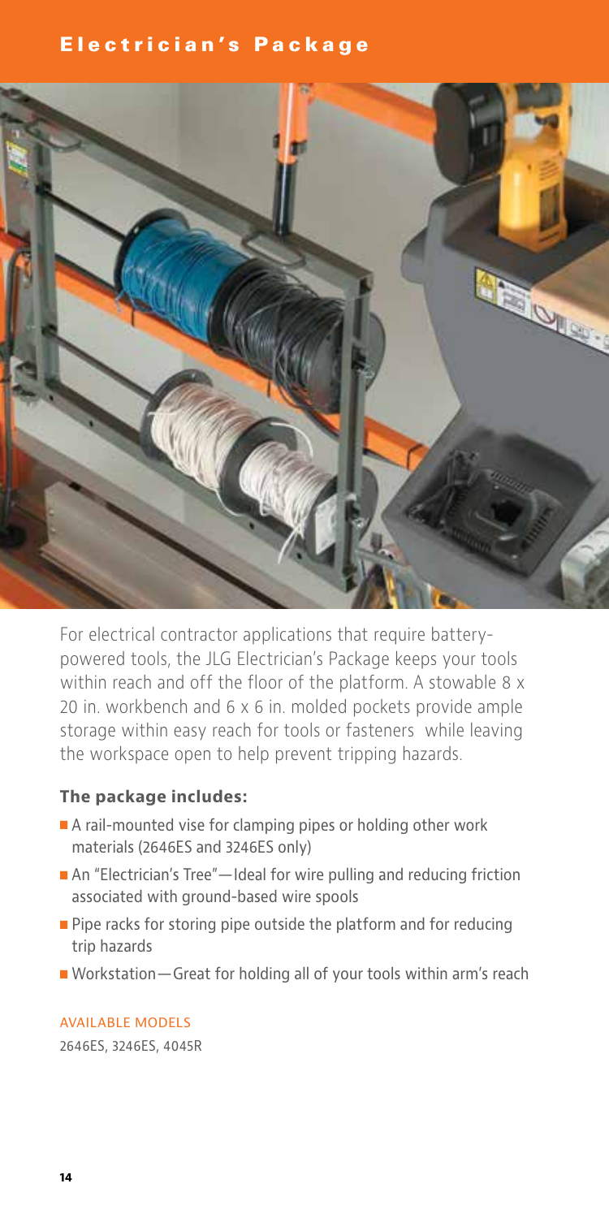# Electrician's Package

For electrical contractor applications that require battery-powered tools, the JLG Electrician's Package keeps your tools within reach and off the floor of the platform. A stowable 8 x 20 in. workbench and 6 x 6 in. molded pockets provide ample storage within easy reach for tools or fasteners while leaving the workspace open to help prevent tripping hazards.

### The package includes:

- A rail-mounted vise for clamping pipes or holding other work materials (2646ES and 3246ES only)
- An "Electrician's Tree"—Ideal for wire pulling and reducing friction associated with ground-based wire spools
- Pipe racks for storing pipe outside the platform and for reducing trip hazards
- Workstation—Great for holding all of your tools within arm's reach

AVAILABLE MODELS

2646ES, 3246ES, 4045R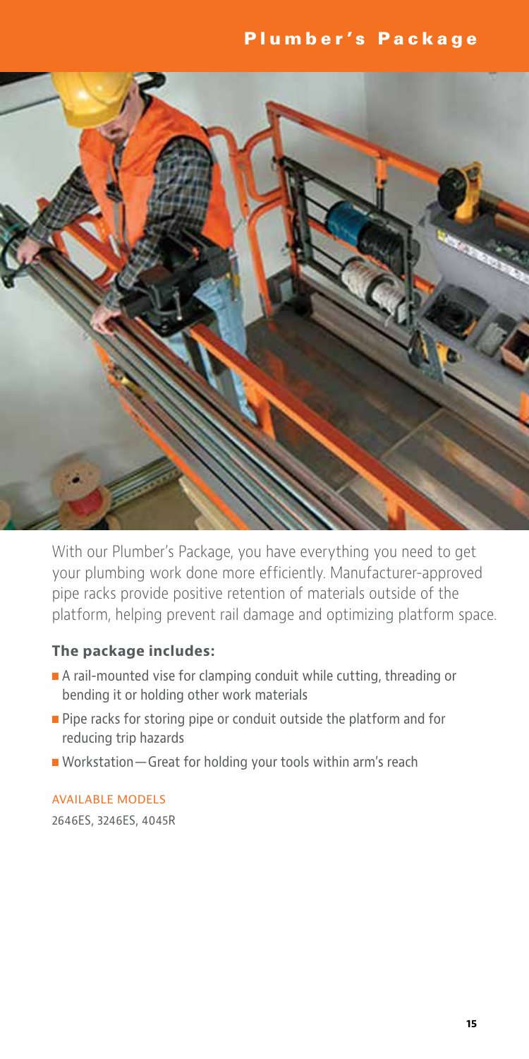# Plumber's Package

With our Plumber's Package, you have everything you need to get your plumbing work done more efficiently. Manufacturer-approved pipe racks provide positive retention of materials outside of the platform, helping prevent rail damage and optimizing platform space.

### The package includes:

- A rail-mounted vise for clamping conduit while cutting, threading or bending it or holding other work materials
- Pipe racks for storing pipe or conduit outside the platform and for reducing trip hazards
- Workstation—Great for holding your tools within arm's reach

AVAILABLE MODELS

2646ES, 3246ES, 4045R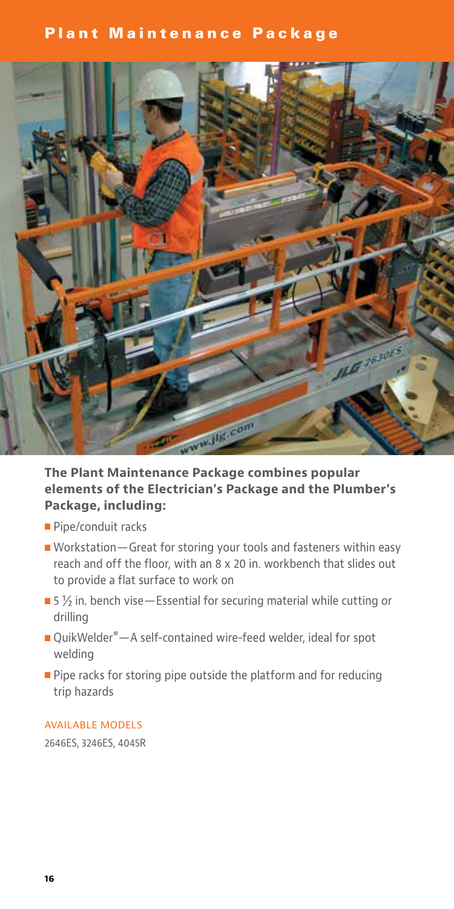# Plant Maintenance Package

**The Plant Maintenance Package combines popular elements of the Electrician's Package and the Plumber's Package, including:**

- Pipe/conduit racks
- Workstation—Great for storing your tools and fasteners within easy reach and off the floor, with an 8 x 20 in. workbench that slides out to provide a flat surface to work on
- 5 ½ in. bench vise—Essential for securing material while cutting or drilling
- QuikWelder®—A self-contained wire-feed welder, ideal for spot welding
- Pipe racks for storing pipe outside the platform and for reducing trip hazards

AVAILABLE MODELS

2646ES, 3246ES, 4045R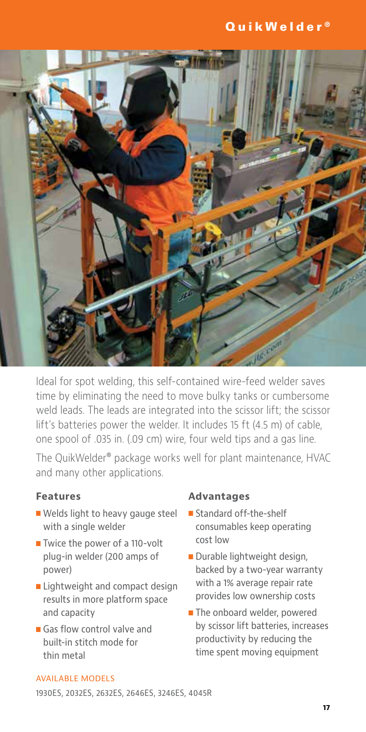# QuikWelder®

Ideal for spot welding, this self-contained wire-feed welder saves time by eliminating the need to move bulky tanks or cumbersome weld leads. The leads are integrated into the scissor lift; the scissor lift's batteries power the welder. It includes 15 ft (4.5 m) of cable, one spool of .035 in. (.09 cm) wire, four weld tips and a gas line.

The QuikWelder® package works well for plant maintenance, HVAC and many other applications.

### Features

- Welds light to heavy gauge steel with a single welder
- Twice the power of a 110-volt plug-in welder (200 amps of power)
- Lightweight and compact design results in more platform space and capacity
- Gas flow control valve and built-in stitch mode for thin metal

### Advantages

- Standard off-the-shelf consumables keep operating cost low
- Durable lightweight design, backed by a two-year warranty with a 1% average repair rate provides low ownership costs
- The onboard welder, powered by scissor lift batteries, increases productivity by reducing the time spent moving equipment

AVAILABLE MODELS

1930ES, 2032ES, 2632ES, 2646ES, 3246ES, 4045R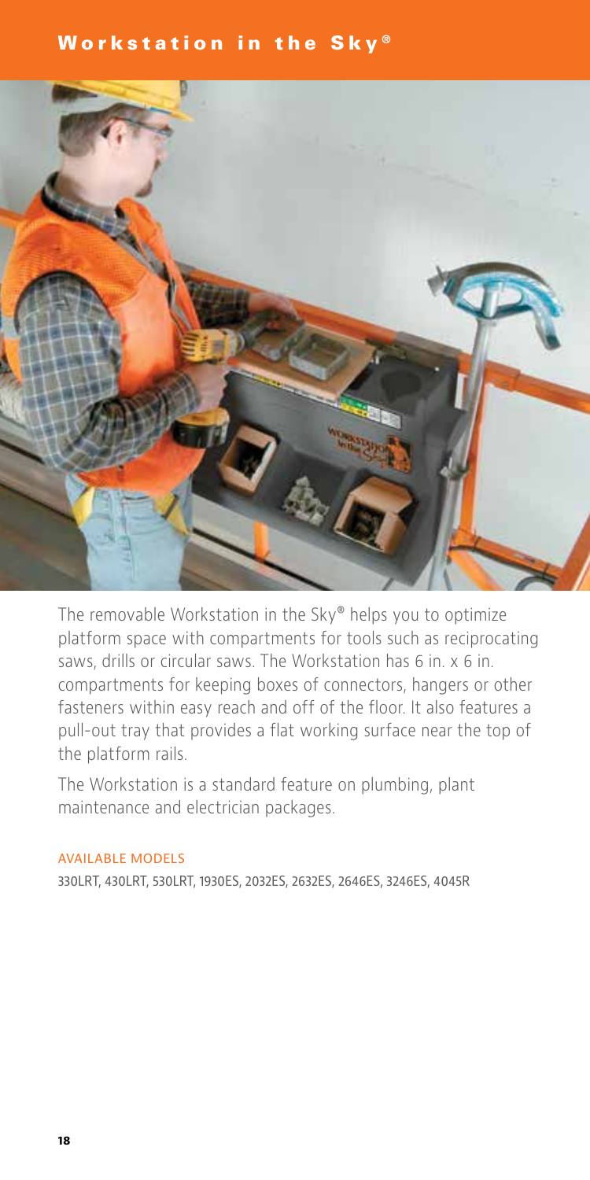# Workstation in the Sky®

The removable Workstation in the Sky® helps you to optimize platform space with compartments for tools such as reciprocating saws, drills or circular saws. The Workstation has 6 in. x 6 in. compartments for keeping boxes of connectors, hangers or other fasteners within easy reach and off of the floor. It also features a pull-out tray that provides a flat working surface near the top of the platform rails.

The Workstation is a standard feature on plumbing, plant maintenance and electrician packages.

AVAILABLE MODELS

330LRT, 430LRT, 530LRT, 1930ES, 2032ES, 2632ES, 2646ES, 3246ES, 4045R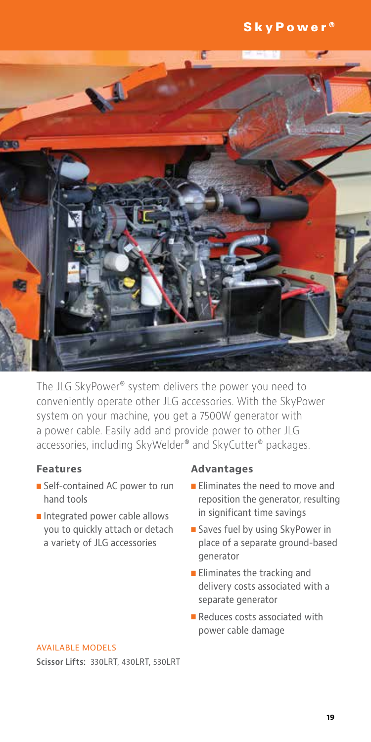# SkyPower®

The JLG SkyPower® system delivers the power you need to conveniently operate other JLG accessories. With the SkyPower system on your machine, you get a 7500W generator with a power cable. Easily add and provide power to other JLG accessories, including SkyWelder® and SkyCutter® packages.

### Features

- Self-contained AC power to run hand tools
- Integrated power cable allows you to quickly attach or detach a variety of JLG accessories

### Advantages

- Eliminates the need to move and reposition the generator, resulting in significant time savings
- Saves fuel by using SkyPower in place of a separate ground-based generator
- Eliminates the tracking and delivery costs associated with a separate generator
- Reduces costs associated with power cable damage

AVAILABLE MODELS

**Scissor Lifts:** 330LRT, 430LRT, 530LRT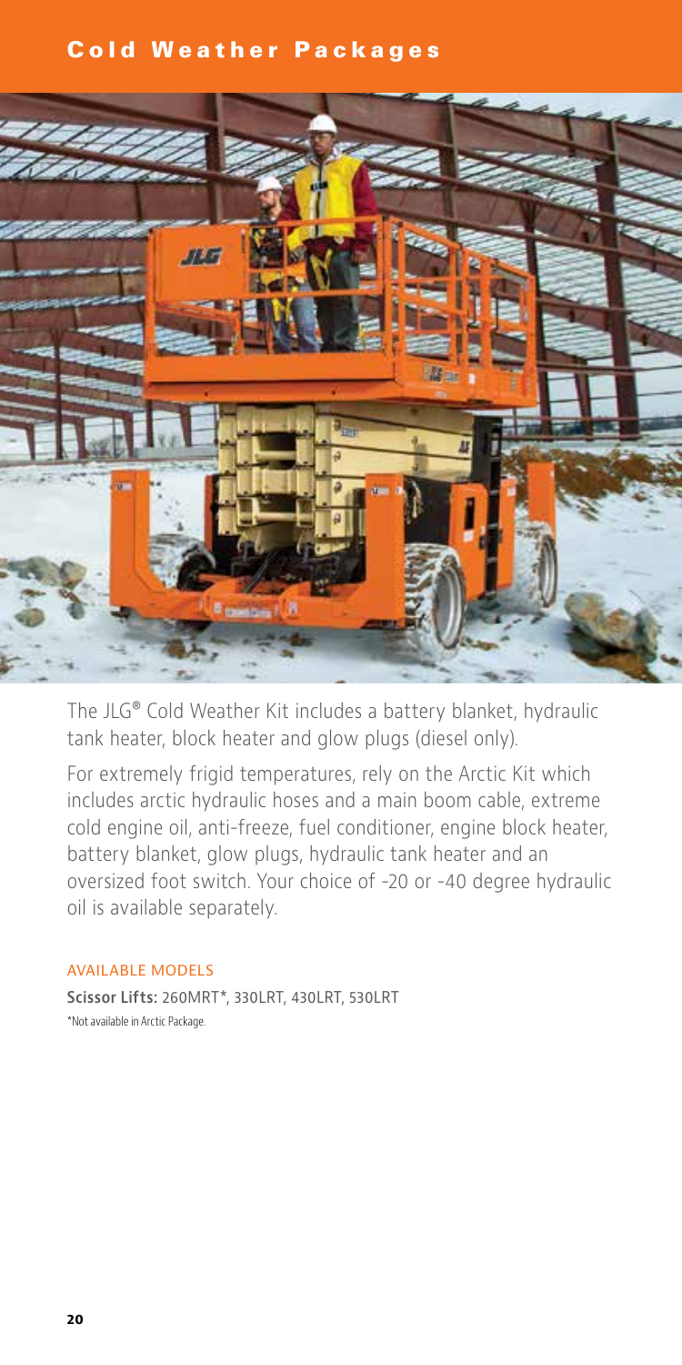# Cold Weather Packages

The JLG® Cold Weather Kit includes a battery blanket, hydraulic tank heater, block heater and glow plugs (diesel only).

For extremely frigid temperatures, rely on the Arctic Kit which includes arctic hydraulic hoses and a main boom cable, extreme cold engine oil, anti-freeze, fuel conditioner, engine block heater, battery blanket, glow plugs, hydraulic tank heater and an oversized foot switch. Your choice of -20 or -40 degree hydraulic oil is available separately.

AVAILABLE MODELS

**Scissor Lifts:** 260MRT*, 330LRT, 430LRT, 530LRT

*Not available in Arctic Package.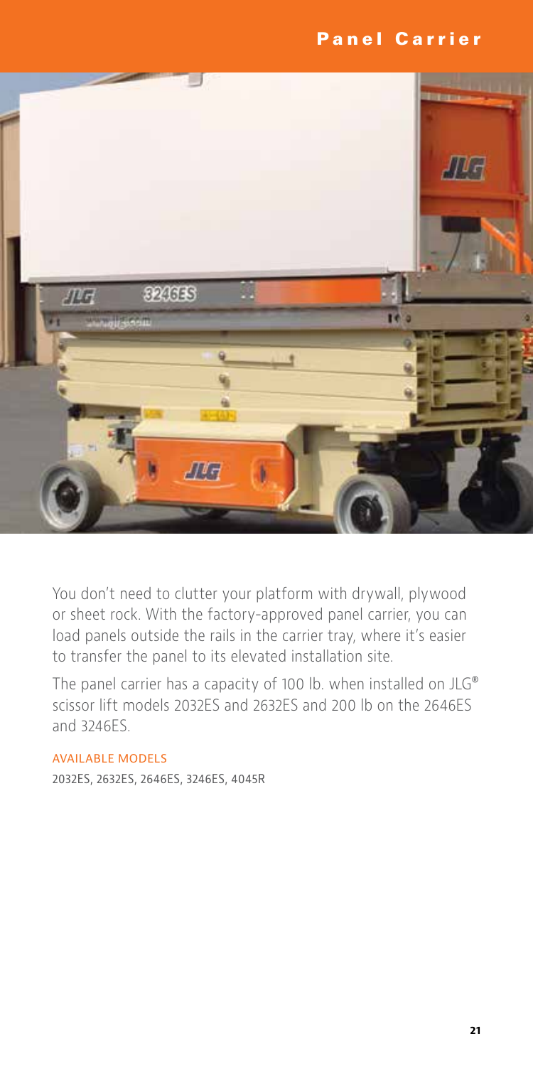# Panel Carrier

You don't need to clutter your platform with drywall, plywood or sheet rock. With the factory-approved panel carrier, you can load panels outside the rails in the carrier tray, where it's easier to transfer the panel to its elevated installation site.

The panel carrier has a capacity of 100 lb. when installed on JLG® scissor lift models 2032ES and 2632ES and 200 lb on the 2646ES and 3246ES.

AVAILABLE MODELS

2032ES, 2632ES, 2646ES, 3246ES, 4045R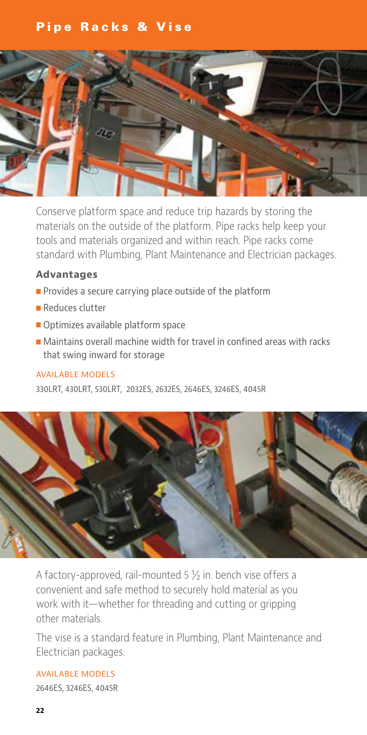# Pipe Racks & Vise

Conserve platform space and reduce trip hazards by storing the materials on the outside of the platform. Pipe racks help keep your tools and materials organized and within reach. Pipe racks come standard with Plumbing, Plant Maintenance and Electrician packages.

### Advantages

- Provides a secure carrying place outside of the platform
- Reduces clutter
- Optimizes available platform space
- Maintains overall machine width for travel in confined areas with racks that swing inward for storage

AVAILABLE MODELS

330LRT, 430LRT, 530LRT, 2032ES, 2632ES, 2646ES, 3246ES, 4045R

A factory-approved, rail-mounted 5 ½ in. bench vise offers a convenient and safe method to securely hold material as you work with it—whether for threading and cutting or gripping other materials.

The vise is a standard feature in Plumbing, Plant Maintenance and Electrician packages.

AVAILABLE MODELS

2646ES, 3246ES, 4045R